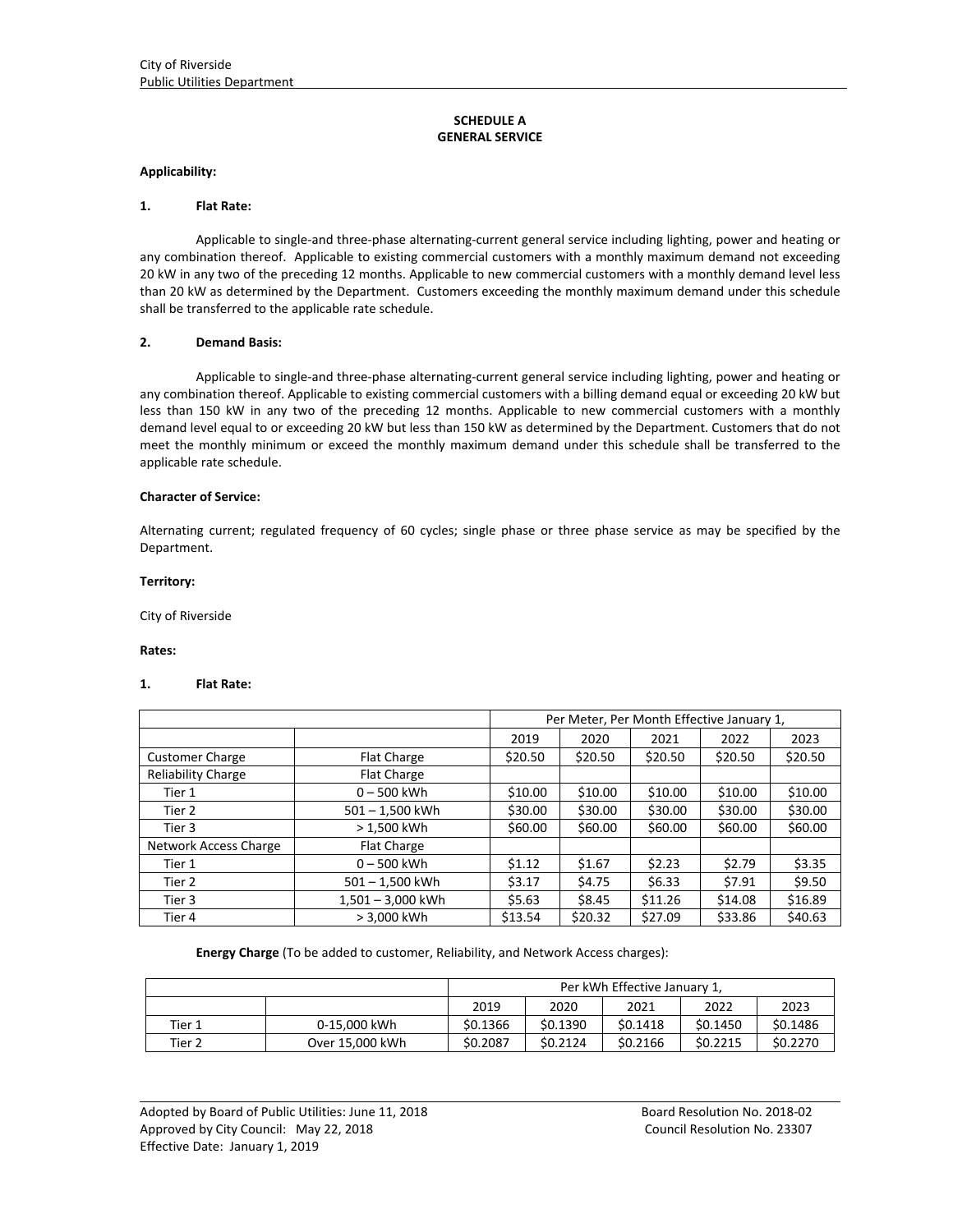City of Riverside
Public Utilities Department

## SCHEDULE A
## GENERAL SERVICE

**Applicability:**

**1. Flat Rate:**

Applicable to single-and three-phase alternating-current general service including lighting, power and heating or any combination thereof. Applicable to existing commercial customers with a monthly maximum demand not exceeding 20 kW in any two of the preceding 12 months. Applicable to new commercial customers with a monthly demand level less than 20 kW as determined by the Department. Customers exceeding the monthly maximum demand under this schedule shall be transferred to the applicable rate schedule.

**2. Demand Basis:**

Applicable to single-and three-phase alternating-current general service including lighting, power and heating or any combination thereof. Applicable to existing commercial customers with a billing demand equal or exceeding 20 kW but less than 150 kW in any two of the preceding 12 months. Applicable to new commercial customers with a monthly demand level equal to or exceeding 20 kW but less than 150 kW as determined by the Department. Customers that do not meet the monthly minimum or exceed the monthly maximum demand under this schedule shall be transferred to the applicable rate schedule.

**Character of Service:**

Alternating current; regulated frequency of 60 cycles; single phase or three phase service as may be specified by the Department.

**Territory:**

City of Riverside

**Rates:**

**1. Flat Rate:**

| | | Per Meter, Per Month Effective January 1, | | | | |
|---|---|---|---|---|---|---|
| | | 2019 | 2020 | 2021 | 2022 | 2023 |
| Customer Charge | Flat Charge | $20.50 | $20.50 | $20.50 | $20.50 | $20.50 |
| Reliability Charge | Flat Charge | | | | | |
| Tier 1 | 0 – 500 kWh | $10.00 | $10.00 | $10.00 | $10.00 | $10.00 |
| Tier 2 | 501 – 1,500 kWh | $30.00 | $30.00 | $30.00 | $30.00 | $30.00 |
| Tier 3 | > 1,500 kWh | $60.00 | $60.00 | $60.00 | $60.00 | $60.00 |
| Network Access Charge | Flat Charge | | | | | |
| Tier 1 | 0 – 500 kWh | $1.12 | $1.67 | $2.23 | $2.79 | $3.35 |
| Tier 2 | 501 – 1,500 kWh | $3.17 | $4.75 | $6.33 | $7.91 | $9.50 |
| Tier 3 | 1,501 – 3,000 kWh | $5.63 | $8.45 | $11.26 | $14.08 | $16.89 |
| Tier 4 | > 3,000 kWh | $13.54 | $20.32 | $27.09 | $33.86 | $40.63 |

**Energy Charge** (To be added to customer, Reliability, and Network Access charges):

| | | Per kWh Effective January 1, | | | | |
|---|---|---|---|---|---|---|
| | | 2019 | 2020 | 2021 | 2022 | 2023 |
| Tier 1 | 0-15,000 kWh | $0.1366 | $0.1390 | $0.1418 | $0.1450 | $0.1486 |
| Tier 2 | Over 15,000 kWh | $0.2087 | $0.2124 | $0.2166 | $0.2215 | $0.2270 |

Adopted by Board of Public Utilities: June 11, 2018 — Board Resolution No. 2018-02
Approved by City Council: May 22, 2018 — Council Resolution No. 23307
Effective Date: January 1, 2019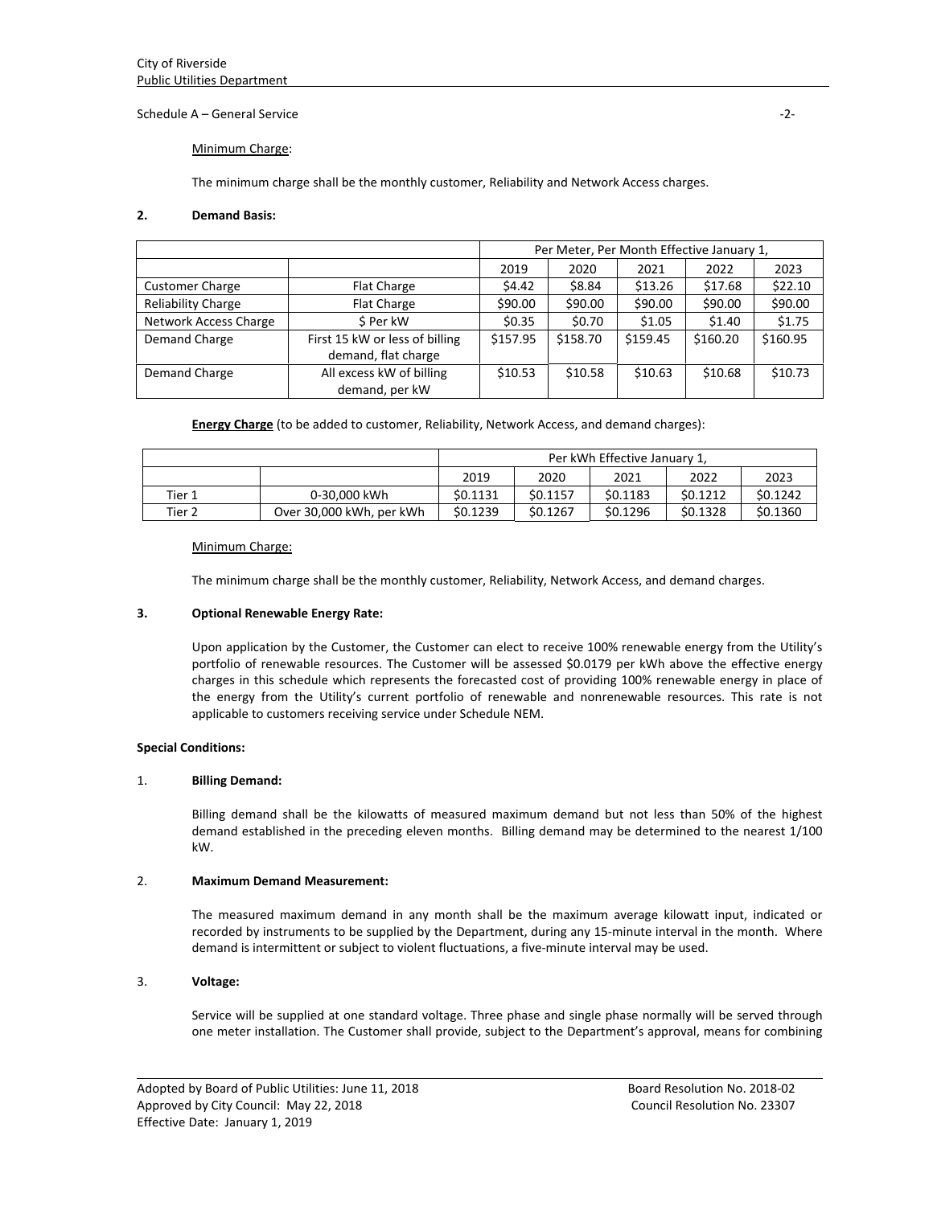Minimum Charge:

The minimum charge shall be the monthly customer, Reliability and Network Access charges.

**2. Demand Basis:**

| | | Per Meter, Per Month Effective January 1, | | | | |
|---|---|---|---|---|---|---|
| | | 2019 | 2020 | 2021 | 2022 | 2023 |
| Customer Charge | Flat Charge | $4.42 | $8.84 | $13.26 | $17.68 | $22.10 |
| Reliability Charge | Flat Charge | $90.00 | $90.00 | $90.00 | $90.00 | $90.00 |
| Network Access Charge | $ Per kW | $0.35 | $0.70 | $1.05 | $1.40 | $1.75 |
| Demand Charge | First 15 kW or less of billing demand, flat charge | $157.95 | $158.70 | $159.45 | $160.20 | $160.95 |
| Demand Charge | All excess kW of billing demand, per kW | $10.53 | $10.58 | $10.63 | $10.68 | $10.73 |

**Energy Charge** (to be added to customer, Reliability, Network Access, and demand charges):

| | | Per kWh Effective January 1, | | | | |
|---|---|---|---|---|---|---|
| | | 2019 | 2020 | 2021 | 2022 | 2023 |
| Tier 1 | 0-30,000 kWh | $0.1131 | $0.1157 | $0.1183 | $0.1212 | $0.1242 |
| Tier 2 | Over 30,000 kWh, per kWh | $0.1239 | $0.1267 | $0.1296 | $0.1328 | $0.1360 |

Minimum Charge:

The minimum charge shall be the monthly customer, Reliability, Network Access, and demand charges.

**3. Optional Renewable Energy Rate:**

Upon application by the Customer, the Customer can elect to receive 100% renewable energy from the Utility's portfolio of renewable resources. The Customer will be assessed $0.0179 per kWh above the effective energy charges in this schedule which represents the forecasted cost of providing 100% renewable energy in place of the energy from the Utility's current portfolio of renewable and nonrenewable resources. This rate is not applicable to customers receiving service under Schedule NEM.

**Special Conditions:**

1. **Billing Demand:**

Billing demand shall be the kilowatts of measured maximum demand but not less than 50% of the highest demand established in the preceding eleven months. Billing demand may be determined to the nearest 1/100 kW.

2. **Maximum Demand Measurement:**

The measured maximum demand in any month shall be the maximum average kilowatt input, indicated or recorded by instruments to be supplied by the Department, during any 15-minute interval in the month. Where demand is intermittent or subject to violent fluctuations, a five-minute interval may be used.

3. **Voltage:**

Service will be supplied at one standard voltage. Three phase and single phase normally will be served through one meter installation. The Customer shall provide, subject to the Department's approval, means for combining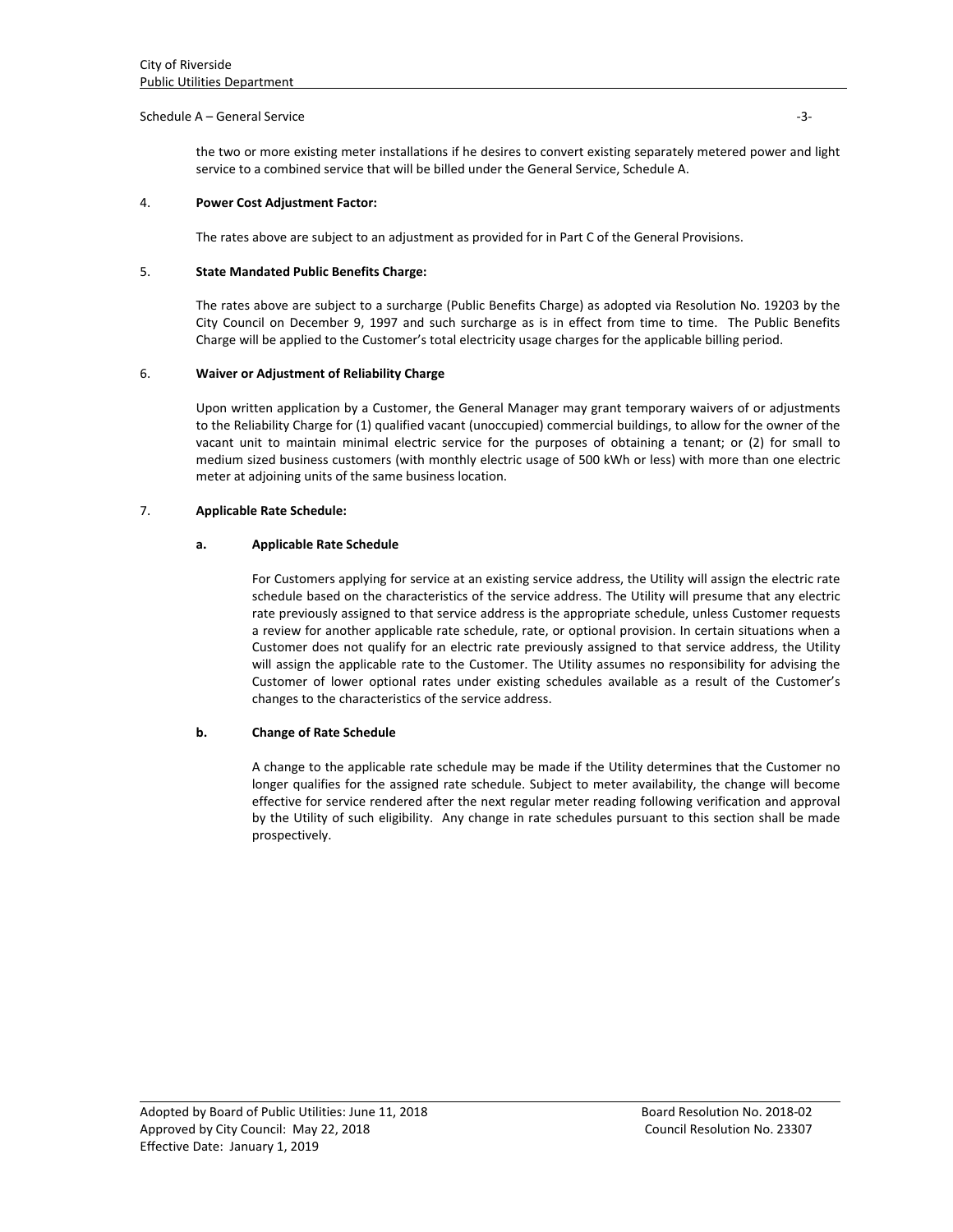the two or more existing meter installations if he desires to convert existing separately metered power and light service to a combined service that will be billed under the General Service, Schedule A.

4. **Power Cost Adjustment Factor:**

The rates above are subject to an adjustment as provided for in Part C of the General Provisions.

5. **State Mandated Public Benefits Charge:**

The rates above are subject to a surcharge (Public Benefits Charge) as adopted via Resolution No. 19203 by the City Council on December 9, 1997 and such surcharge as is in effect from time to time. The Public Benefits Charge will be applied to the Customer's total electricity usage charges for the applicable billing period.

6. **Waiver or Adjustment of Reliability Charge**

Upon written application by a Customer, the General Manager may grant temporary waivers of or adjustments to the Reliability Charge for (1) qualified vacant (unoccupied) commercial buildings, to allow for the owner of the vacant unit to maintain minimal electric service for the purposes of obtaining a tenant; or (2) for small to medium sized business customers (with monthly electric usage of 500 kWh or less) with more than one electric meter at adjoining units of the same business location.

7. **Applicable Rate Schedule:**

**a. Applicable Rate Schedule**

For Customers applying for service at an existing service address, the Utility will assign the electric rate schedule based on the characteristics of the service address. The Utility will presume that any electric rate previously assigned to that service address is the appropriate schedule, unless Customer requests a review for another applicable rate schedule, rate, or optional provision. In certain situations when a Customer does not qualify for an electric rate previously assigned to that service address, the Utility will assign the applicable rate to the Customer. The Utility assumes no responsibility for advising the Customer of lower optional rates under existing schedules available as a result of the Customer's changes to the characteristics of the service address.

**b. Change of Rate Schedule**

A change to the applicable rate schedule may be made if the Utility determines that the Customer no longer qualifies for the assigned rate schedule. Subject to meter availability, the change will become effective for service rendered after the next regular meter reading following verification and approval by the Utility of such eligibility. Any change in rate schedules pursuant to this section shall be made prospectively.